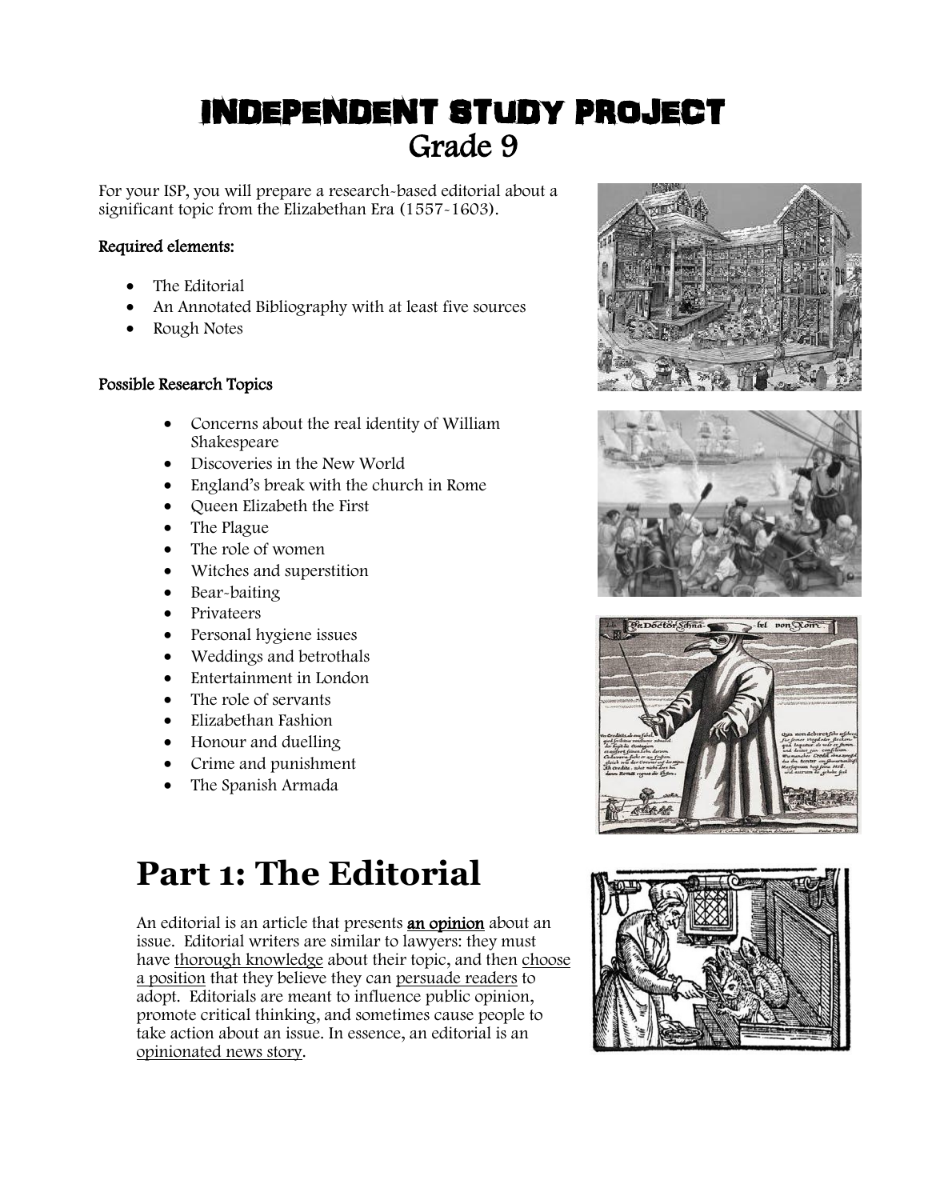# Independent Study Project

## Grade 9

For your ISP, you will prepare a research-based editorial about a significant topic from the Elizabethan Era (1557-1603).

### Required elements:

- The Editorial
- An Annotated Bibliography with at least five sources
- Rough Notes

### Possible Research Topics

- Concerns about the real identity of William Shakespeare
- Discoveries in the New World
- England's break with the church in Rome
- Queen Elizabeth the First
- The Plague
- The role of women
- Witches and superstition
- Bear-baiting
- Privateers
- Personal hygiene issues
- Weddings and betrothals
- Entertainment in London
- The role of servants
- Elizabethan Fashion
- Honour and duelling
- Crime and punishment
- The Spanish Armada

# Part 1: The Editorial

An editorial is an article that presents **an opinion** about an issue. Editorial writers are similar to lawyers: they must have thorough knowledge about their topic, and then choose a position that they believe they can persuade readers to adopt. Editorials are meant to influence public opinion, promote critical thinking, and sometimes cause people to take action about an issue. In essence, an editorial is an opinionated news story.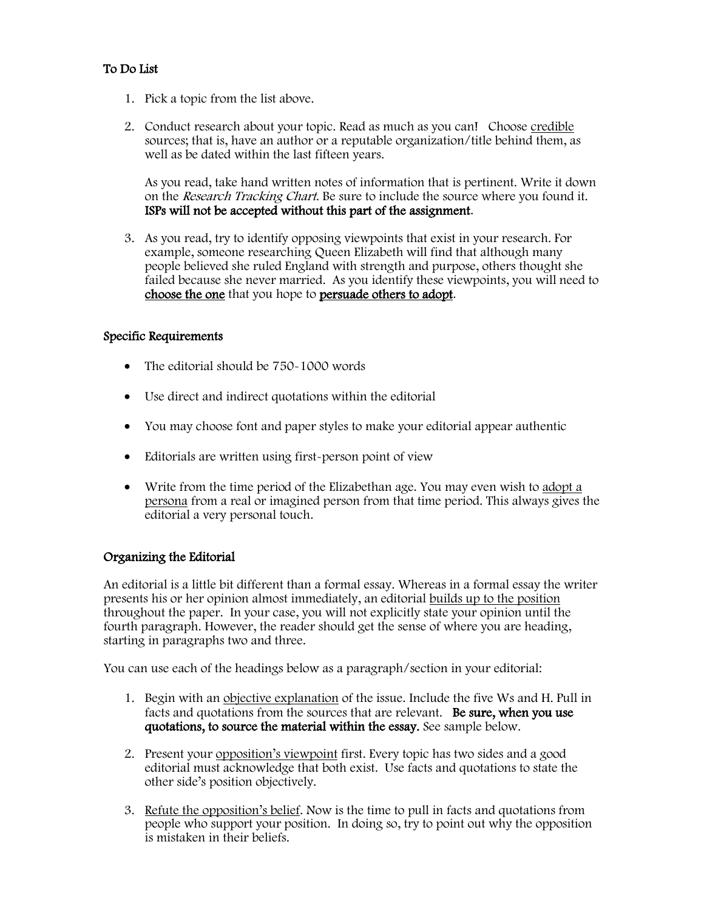## To Do List

1. Pick a topic from the list above.

2. Conduct research about your topic. Read as much as you can! Choose <u>credible</u> sources; that is, have an author or a reputable organization/title behind them, as well as be dated within the last fifteen years.

   As you read, take hand written notes of information that is pertinent. Write it down on the *Research Tracking Chart*. Be sure to include the source where you found it. **ISPs will not be accepted without this part of the assignment**.

3. As you read, try to identify opposing viewpoints that exist in your research. For example, someone researching Queen Elizabeth will find that although many people believed she ruled England with strength and purpose, others thought she failed because she never married. As you identify these viewpoints, you will need to <u>choose the one</u> that you hope to <u>persuade others to adopt</u>.

## Specific Requirements

- The editorial should be 750-1000 words
- Use direct and indirect quotations within the editorial
- You may choose font and paper styles to make your editorial appear authentic
- Editorials are written using first-person point of view
- Write from the time period of the Elizabethan age. You may even wish to <u>adopt a persona</u> from a real or imagined person from that time period. This always gives the editorial a very personal touch.

## Organizing the Editorial

An editorial is a little bit different than a formal essay. Whereas in a formal essay the writer presents his or her opinion almost immediately, an editorial <u>builds up to the position</u> throughout the paper. In your case, you will not explicitly state your opinion until the fourth paragraph. However, the reader should get the sense of where you are heading, starting in paragraphs two and three.

You can use each of the headings below as a paragraph/section in your editorial:

1. Begin with an <u>objective explanation</u> of the issue. Include the five Ws and H. Pull in facts and quotations from the sources that are relevant. **Be sure, when you use quotations, to source the material within the essay.** See sample below.

2. Present your <u>opposition's viewpoint</u> first. Every topic has two sides and a good editorial must acknowledge that both exist. Use facts and quotations to state the other side's position objectively.

3. <u>Refute the opposition's belief</u>. Now is the time to pull in facts and quotations from people who support your position. In doing so, try to point out why the opposition is mistaken in their beliefs.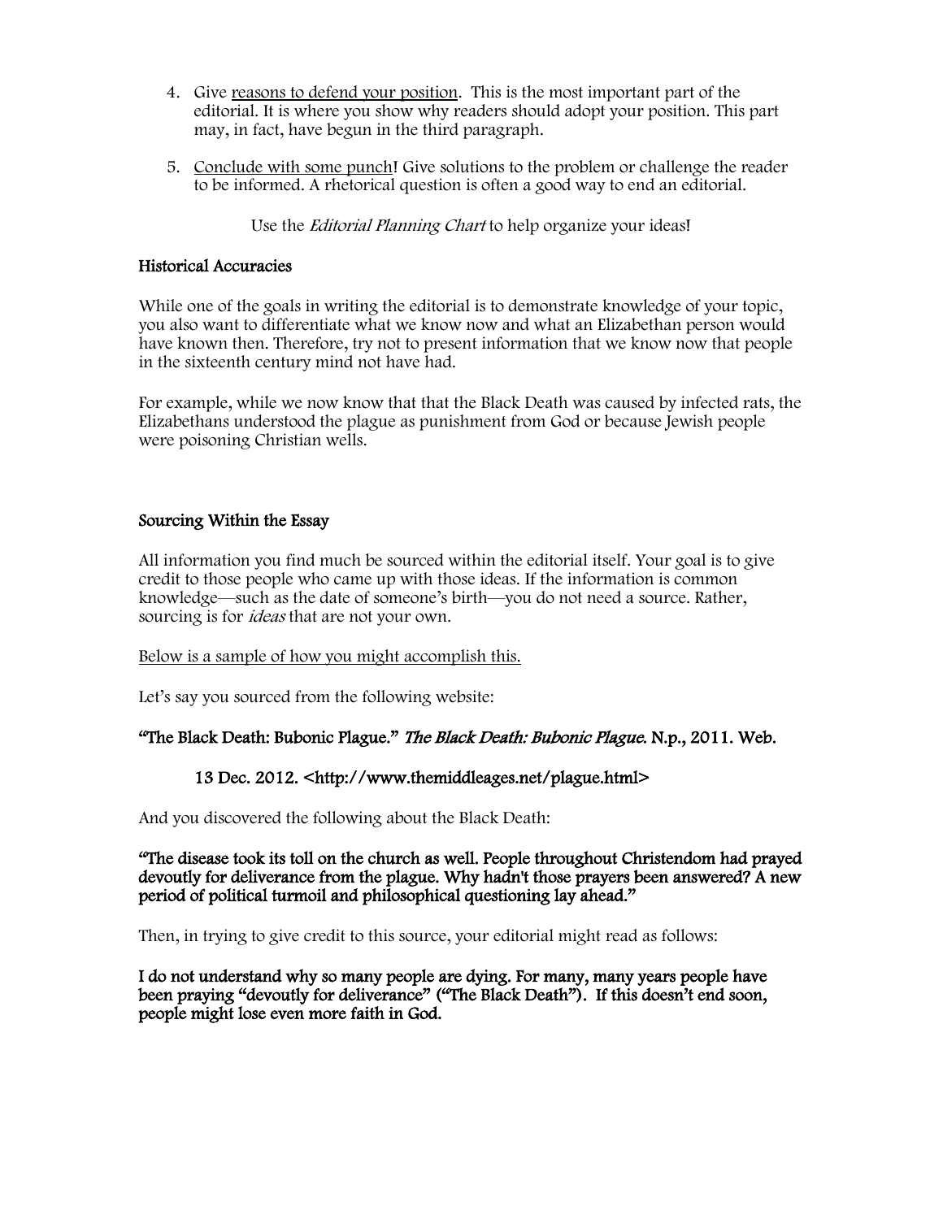4. Give reasons to defend your position. This is the most important part of the editorial. It is where you show why readers should adopt your position. This part may, in fact, have begun in the third paragraph.

5. Conclude with some punch! Give solutions to the problem or challenge the reader to be informed. A rhetorical question is often a good way to end an editorial.

Use the *Editorial Planning Chart* to help organize your ideas!

### Historical Accuracies

While one of the goals in writing the editorial is to demonstrate knowledge of your topic, you also want to differentiate what we know now and what an Elizabethan person would have known then. Therefore, try not to present information that we know now that people in the sixteenth century mind not have had.

For example, while we now know that that the Black Death was caused by infected rats, the Elizabethans understood the plague as punishment from God or because Jewish people were poisoning Christian wells.

### Sourcing Within the Essay

All information you find much be sourced within the editorial itself. Your goal is to give credit to those people who came up with those ideas. If the information is common knowledge—such as the date of someone's birth—you do not need a source. Rather, sourcing is for *ideas* that are not your own.

Below is a sample of how you might accomplish this.

Let's say you sourced from the following website:

**"The Black Death: Bubonic Plague."** ***The Black Death: Bubonic Plague.*** **N.p., 2011. Web.**

**13 Dec. 2012. <http://www.themiddleages.net/plague.html>**

And you discovered the following about the Black Death:

**"The disease took its toll on the church as well. People throughout Christendom had prayed devoutly for deliverance from the plague. Why hadn't those prayers been answered? A new period of political turmoil and philosophical questioning lay ahead."**

Then, in trying to give credit to this source, your editorial might read as follows:

**I do not understand why so many people are dying. For many, many years people have been praying "devoutly for deliverance" ("The Black Death"). If this doesn't end soon, people might lose even more faith in God.**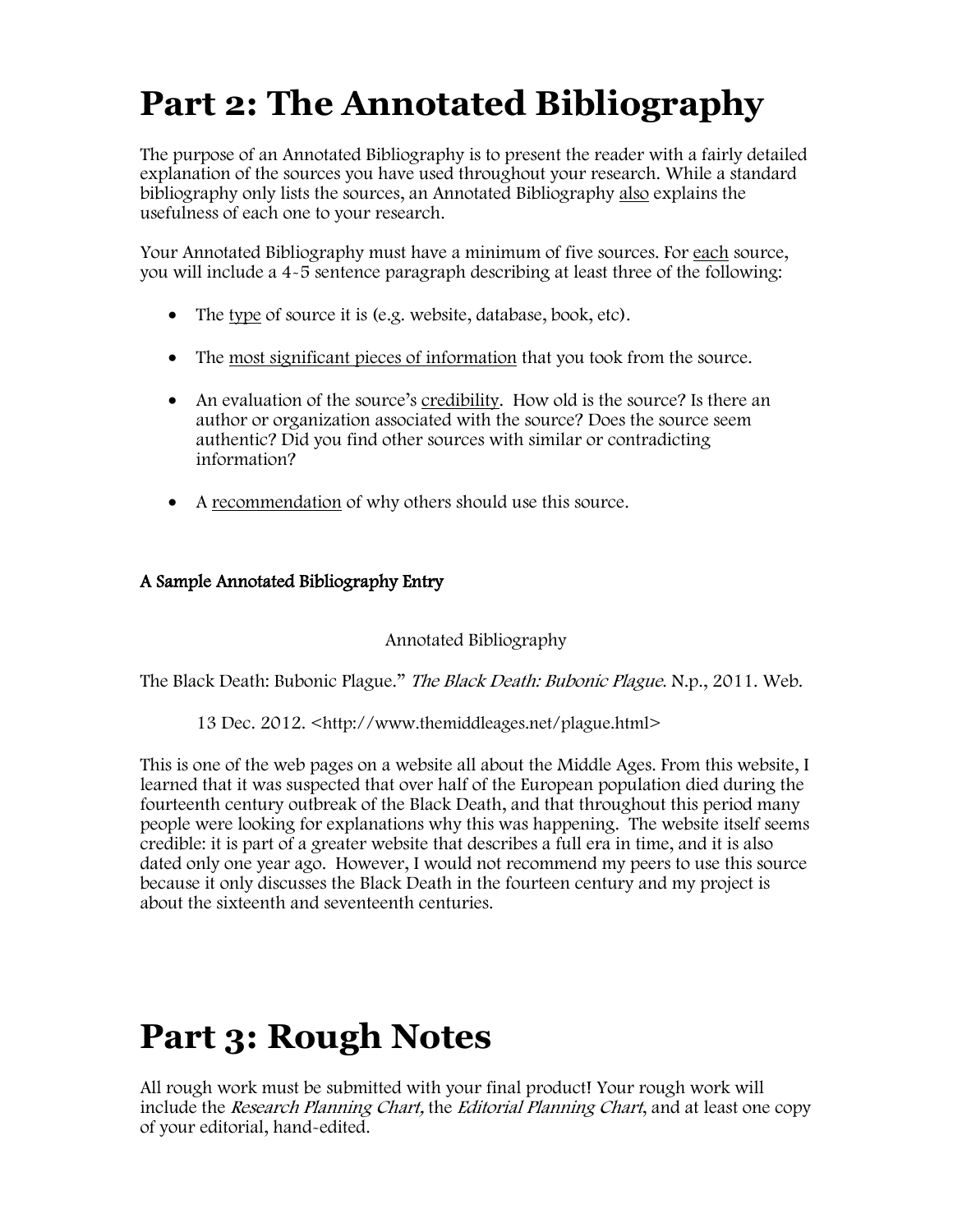# Part 2: The Annotated Bibliography

The purpose of an Annotated Bibliography is to present the reader with a fairly detailed explanation of the sources you have used throughout your research. While a standard bibliography only lists the sources, an Annotated Bibliography <u>also</u> explains the usefulness of each one to your research.

Your Annotated Bibliography must have a minimum of five sources. For <u>each</u> source, you will include a 4-5 sentence paragraph describing at least three of the following:

- The <u>type</u> of source it is (e.g. website, database, book, etc).
- The <u>most significant pieces of information</u> that you took from the source.
- An evaluation of the source's <u>credibility</u>. How old is the source? Is there an author or organization associated with the source? Does the source seem authentic? Did you find other sources with similar or contradicting information?
- A <u>recommendation</u> of why others should use this source.

#### A Sample Annotated Bibliography Entry

Annotated Bibliography

The Black Death: Bubonic Plague." *The Black Death: Bubonic Plague*. N.p., 2011. Web.

13 Dec. 2012. <http://www.themiddleages.net/plague.html>

This is one of the web pages on a website all about the Middle Ages. From this website, I learned that it was suspected that over half of the European population died during the fourteenth century outbreak of the Black Death, and that throughout this period many people were looking for explanations why this was happening. The website itself seems credible: it is part of a greater website that describes a full era in time, and it is also dated only one year ago. However, I would not recommend my peers to use this source because it only discusses the Black Death in the fourteen century and my project is about the sixteenth and seventeenth centuries.

# Part 3: Rough Notes

All rough work must be submitted with your final product! Your rough work will include the *Research Planning Chart,* the *Editorial Planning Chart,* and at least one copy of your editorial, hand-edited.